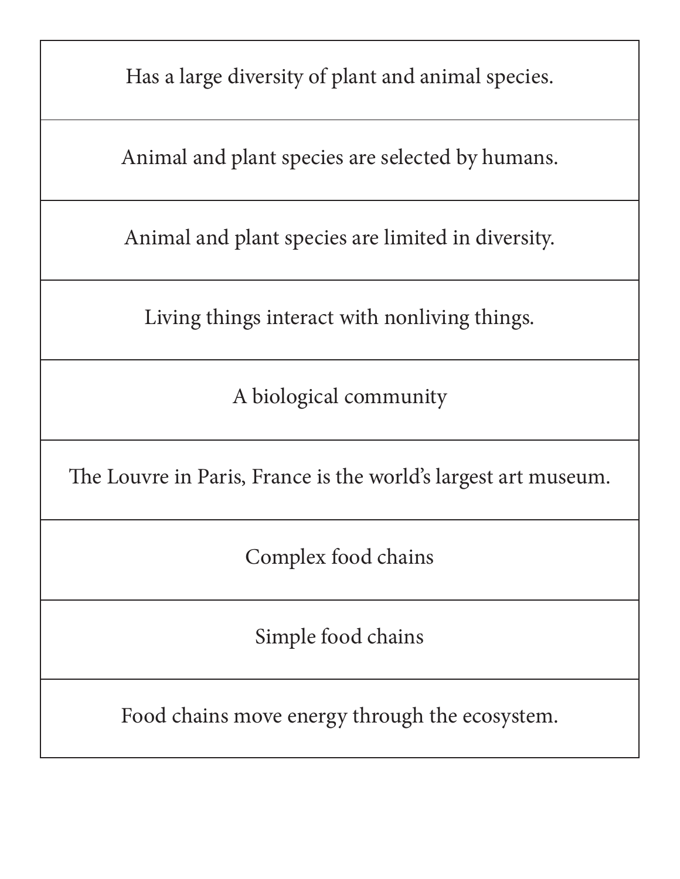| Has a large diversity of plant and animal species. |
| --- |
| Animal and plant species are selected by humans. |
| Animal and plant species are limited in diversity. |
| Living things interact with nonliving things. |
| A biological community |
| The Louvre in Paris, France is the world's largest art museum. |
| Complex food chains |
| Simple food chains |
| Food chains move energy through the ecosystem. |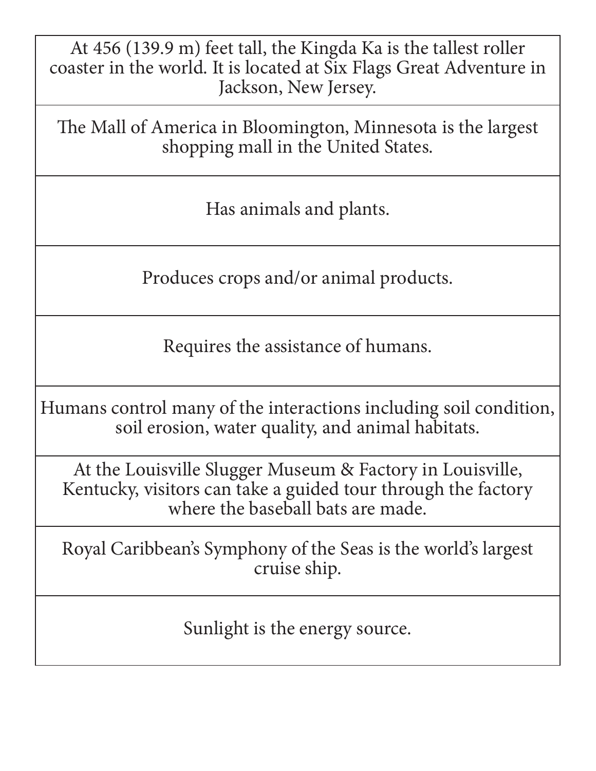| At 456 (139.9 m) feet tall, the Kingda Ka is the tallest roller coaster in the world. It is located at Six Flags Great Adventure in Jackson, New Jersey. |
| --- |
| The Mall of America in Bloomington, Minnesota is the largest shopping mall in the United States. |
| Has animals and plants. |
| Produces crops and/or animal products. |
| Requires the assistance of humans. |
| Humans control many of the interactions including soil condition, soil erosion, water quality, and animal habitats. |
| At the Louisville Slugger Museum & Factory in Louisville, Kentucky, visitors can take a guided tour through the factory where the baseball bats are made. |
| Royal Caribbean's Symphony of the Seas is the world's largest cruise ship. |
| Sunlight is the energy source. |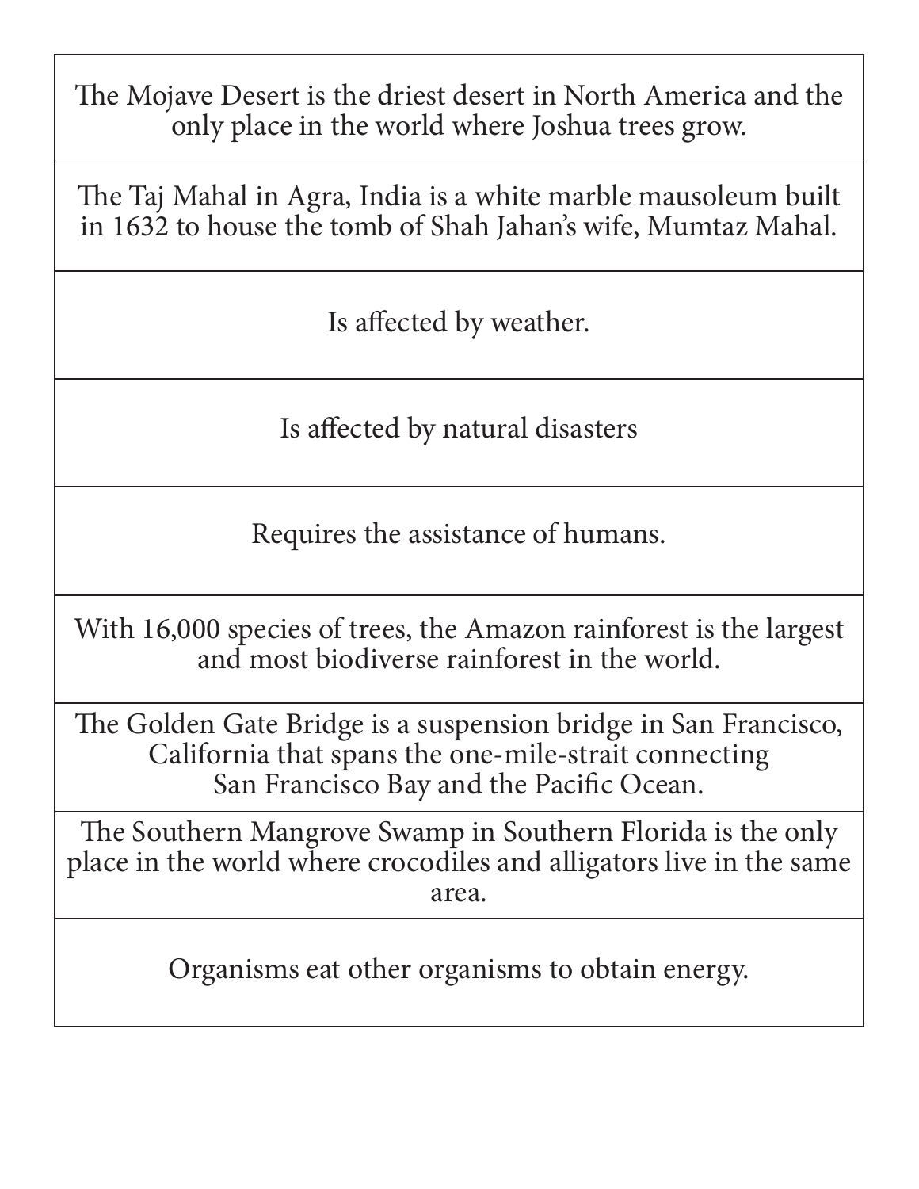| The Mojave Desert is the driest desert in North America and the only place in the world where Joshua trees grow. |
| --- |
| The Taj Mahal in Agra, India is a white marble mausoleum built in 1632 to house the tomb of Shah Jahan's wife, Mumtaz Mahal. |
| Is affected by weather. |
| Is affected by natural disasters |
| Requires the assistance of humans. |
| With 16,000 species of trees, the Amazon rainforest is the largest and most biodiverse rainforest in the world. |
| The Golden Gate Bridge is a suspension bridge in San Francisco, California that spans the one-mile-strait connecting San Francisco Bay and the Pacific Ocean. |
| The Southern Mangrove Swamp in Southern Florida is the only place in the world where crocodiles and alligators live in the same area. |
| Organisms eat other organisms to obtain energy. |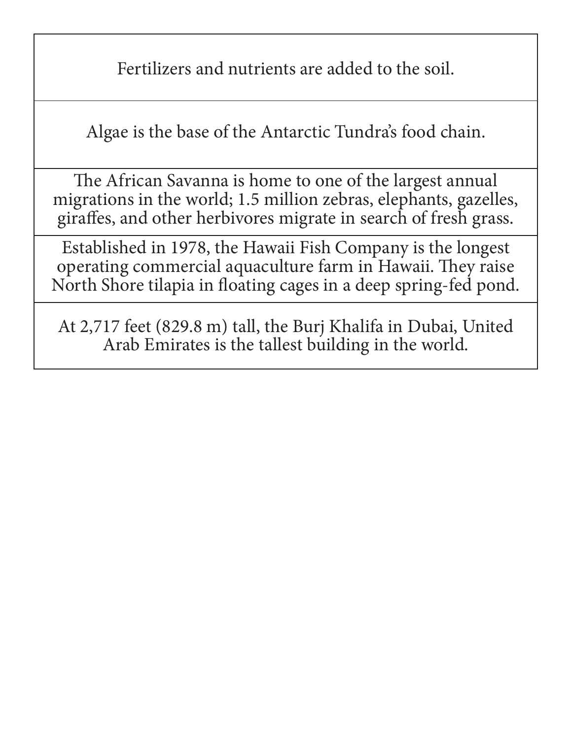| |
|---|
| Fertilizers and nutrients are added to the soil. |
| Algae is the base of the Antarctic Tundra's food chain. |
| The African Savanna is home to one of the largest annual migrations in the world; 1.5 million zebras, elephants, gazelles, giraffes, and other herbivores migrate in search of fresh grass. |
| Established in 1978, the Hawaii Fish Company is the longest operating commercial aquaculture farm in Hawaii. They raise North Shore tilapia in floating cages in a deep spring-fed pond. |
| At 2,717 feet (829.8 m) tall, the Burj Khalifa in Dubai, United Arab Emirates is the tallest building in the world. |